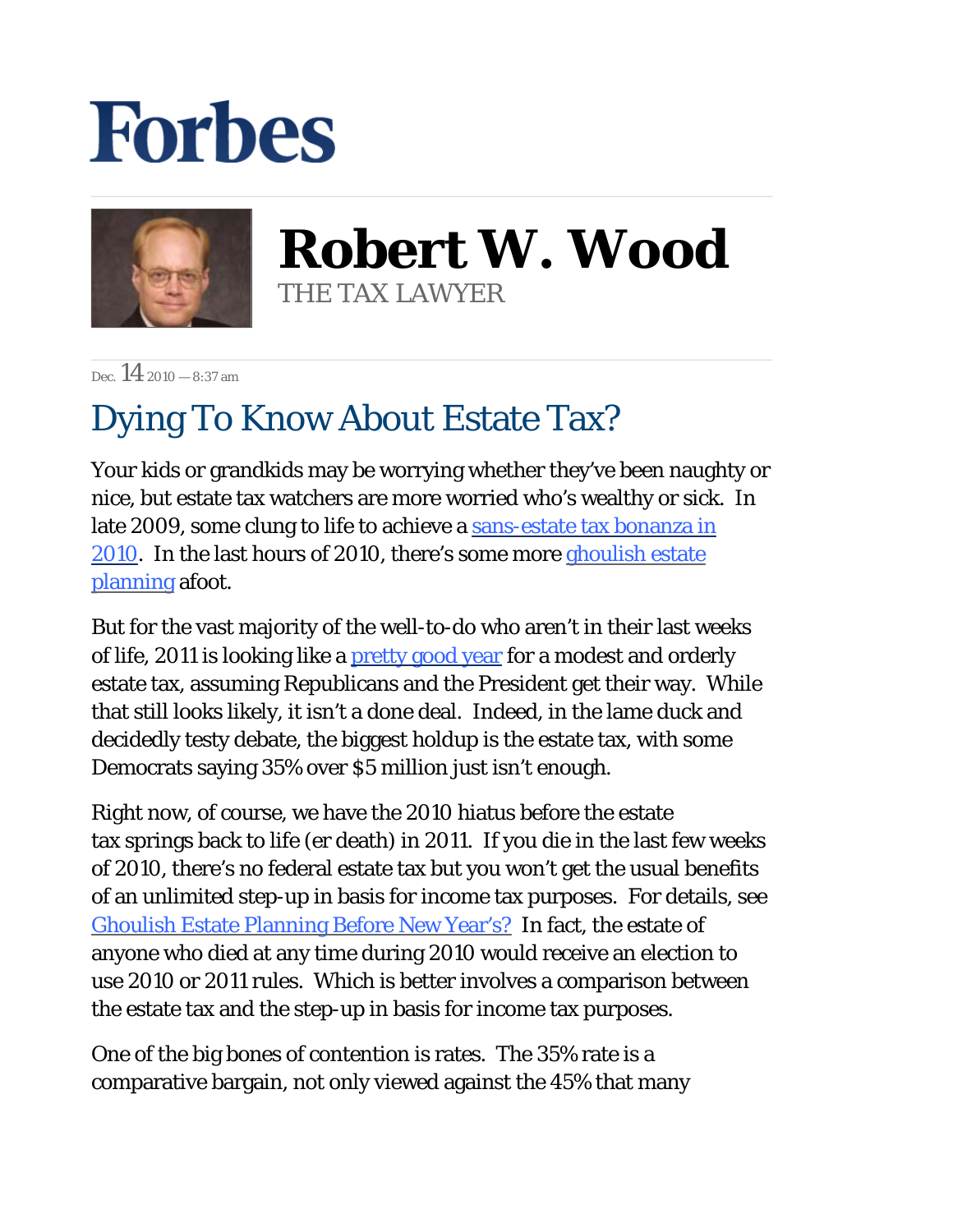# Forbes

## Robert W. Wood

THE TAX LAWYER

Dec. 14 2010 — 8:37 am

# Dying To Know About Estate Tax?

Your kids or grandkids may be worrying whether they've been naughty or nice, but estate tax watchers are more worried who's wealthy or sick. In late 2009, some clung to life to achieve a sans-estate tax bonanza in 2010. In the last hours of 2010, there's some more ghoulish estate planning afoot.

But for the vast majority of the well-to-do who aren't in their last weeks of life, 2011 is looking like a pretty good year for a modest and orderly estate tax, assuming Republicans and the President get their way. While that still looks likely, it isn't a done deal. Indeed, in the lame duck and decidedly testy debate, the biggest holdup is the estate tax, with some Democrats saying 35% over $5 million just isn't enough.

Right now, of course, we have the 2010 hiatus before the estate tax springs back to life (er death) in 2011. If you die in the last few weeks of 2010, there's no federal estate tax but you won't get the usual benefits of an unlimited step-up in basis for income tax purposes. For details, see Ghoulish Estate Planning Before New Year's? In fact, the estate of anyone who died at any time during 2010 would receive an election to use 2010 or 2011 rules. Which is better involves a comparison between the estate tax and the step-up in basis for income tax purposes.

One of the big bones of contention is rates. The 35% rate is a comparative bargain, not only viewed against the 45% that many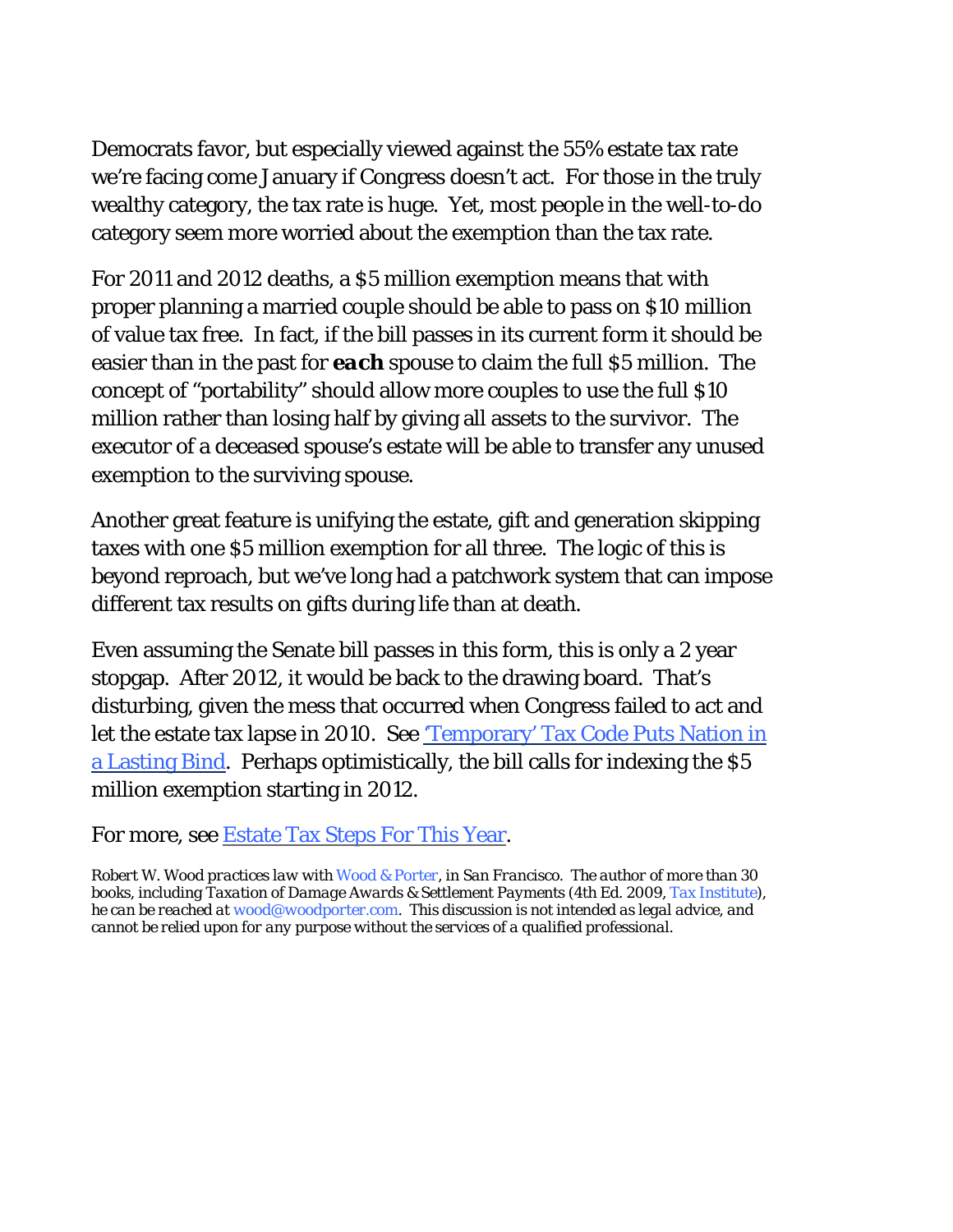Democrats favor, but especially viewed against the 55% estate tax rate we're facing come January if Congress doesn't act. For those in the truly wealthy category, the tax rate is huge. Yet, most people in the well-to-do category seem more worried about the exemption than the tax rate.

For 2011 and 2012 deaths, a $5 million exemption means that with proper planning a married couple should be able to pass on $10 million of value tax free. In fact, if the bill passes in its current form it should be easier than in the past for ***each*** spouse to claim the full $5 million. The concept of "portability" should allow more couples to use the full $10 million rather than losing half by giving all assets to the survivor. The executor of a deceased spouse's estate will be able to transfer any unused exemption to the surviving spouse.

Another great feature is unifying the estate, gift and generation skipping taxes with one $5 million exemption for all three. The logic of this is beyond reproach, but we've long had a patchwork system that can impose different tax results on gifts during life than at death.

Even assuming the Senate bill passes in this form, this is only a 2 year stopgap. After 2012, it would be back to the drawing board. That's disturbing, given the mess that occurred when Congress failed to act and let the estate tax lapse in 2010. See 'Temporary' Tax Code Puts Nation in a Lasting Bind. Perhaps optimistically, the bill calls for indexing the $5 million exemption starting in 2012.

For more, see Estate Tax Steps For This Year.

*Robert W. Wood practices law with Wood & Porter, in San Francisco. The author of more than 30 books, including Taxation of Damage Awards & Settlement Payments (4th Ed. 2009, Tax Institute), he can be reached at wood@woodporter.com. This discussion is not intended as legal advice, and cannot be relied upon for any purpose without the services of a qualified professional.*